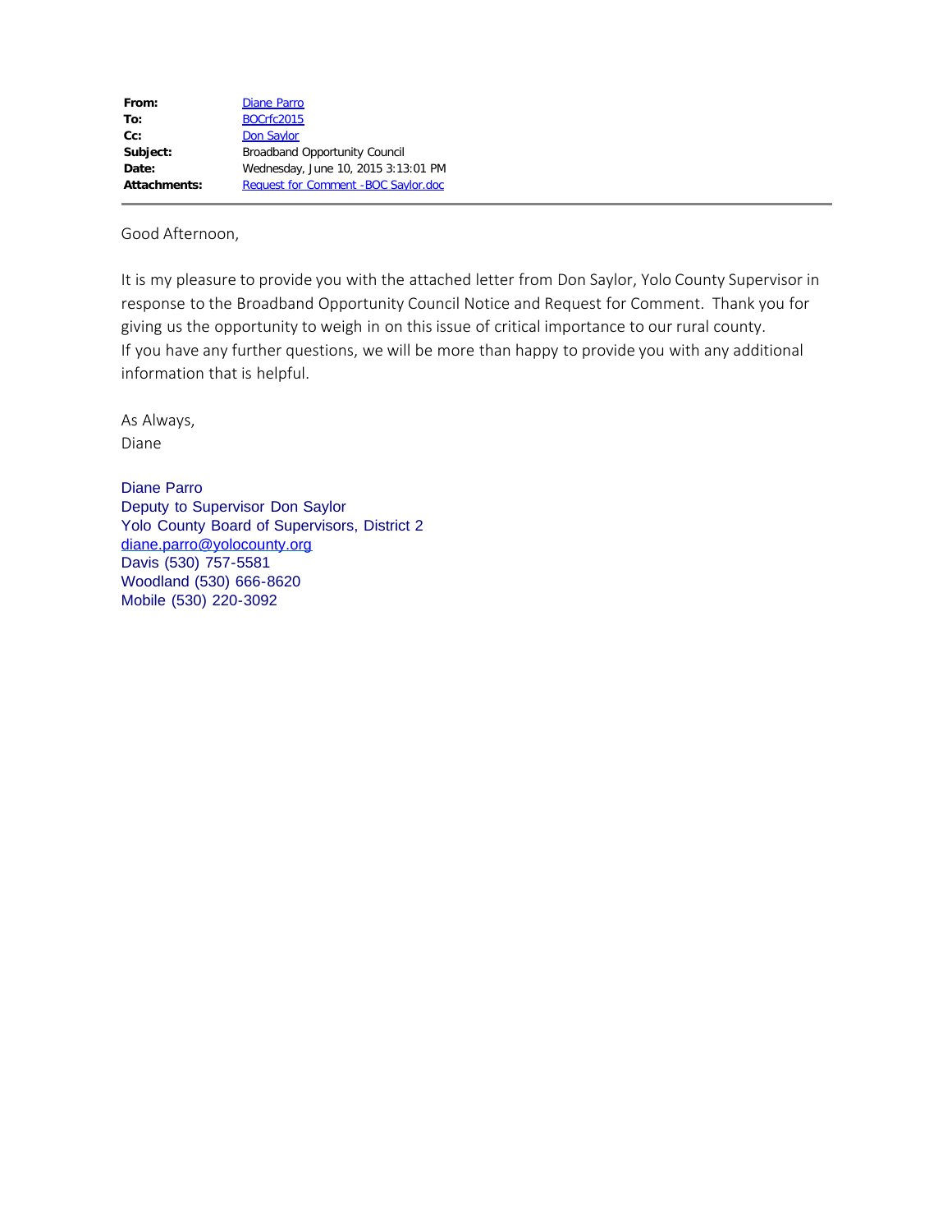| | |
|---|---|
| **From:** | Diane Parro |
| **To:** | BOCrfc2015 |
| **Cc:** | Don Saylor |
| **Subject:** | Broadband Opportunity Council |
| **Date:** | Wednesday, June 10, 2015 3:13:01 PM |
| **Attachments:** | Request for Comment -BOC Saylor.doc |

Good Afternoon,

It is my pleasure to provide you with the attached letter from Don Saylor, Yolo County Supervisor in response to the Broadband Opportunity Council Notice and Request for Comment. Thank you for giving us the opportunity to weigh in on this issue of critical importance to our rural county. If you have any further questions, we will be more than happy to provide you with any additional information that is helpful.

As Always,
Diane

Diane Parro
Deputy to Supervisor Don Saylor
Yolo County Board of Supervisors, District 2
diane.parro@yolocounty.org
Davis (530) 757-5581
Woodland (530) 666-8620
Mobile (530) 220-3092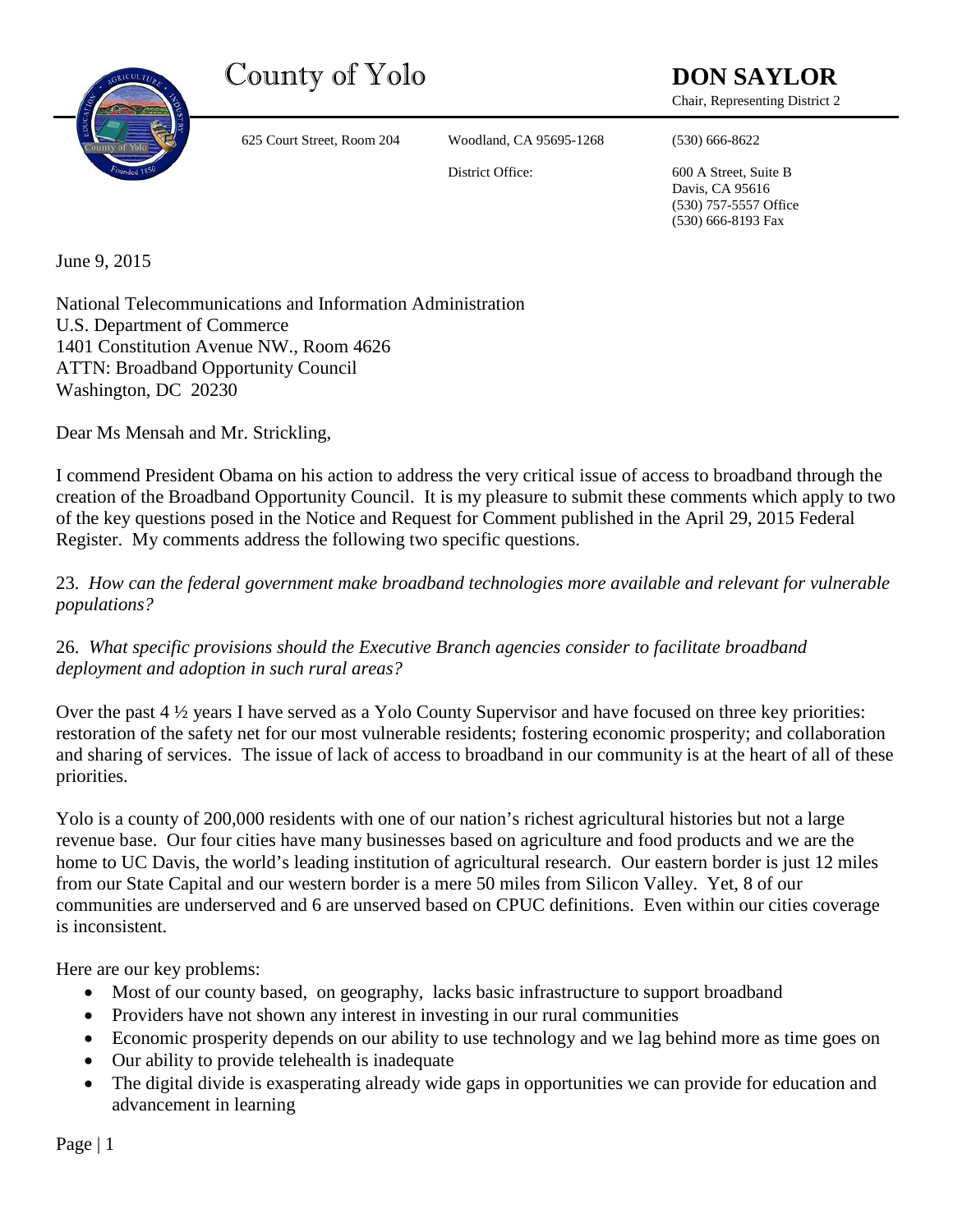# County of Yolo

625 Court Street, Room 204    Woodland, CA 95695-1268    (530) 666-8622

**DON SAYLOR**
Chair, Representing District 2

District Office:
600 A Street, Suite B
Davis, CA 95616
(530) 757-5557 Office
(530) 666-8193 Fax

June 9, 2015

National Telecommunications and Information Administration
U.S. Department of Commerce
1401 Constitution Avenue NW., Room 4626
ATTN: Broadband Opportunity Council
Washington, DC 20230

Dear Ms Mensah and Mr. Strickling,

I commend President Obama on his action to address the very critical issue of access to broadband through the creation of the Broadband Opportunity Council. It is my pleasure to submit these comments which apply to two of the key questions posed in the Notice and Request for Comment published in the April 29, 2015 Federal Register. My comments address the following two specific questions.

23. *How can the federal government make broadband technologies more available and relevant for vulnerable populations?*

26. *What specific provisions should the Executive Branch agencies consider to facilitate broadband deployment and adoption in such rural areas?*

Over the past 4 ½ years I have served as a Yolo County Supervisor and have focused on three key priorities: restoration of the safety net for our most vulnerable residents; fostering economic prosperity; and collaboration and sharing of services. The issue of lack of access to broadband in our community is at the heart of all of these priorities.

Yolo is a county of 200,000 residents with one of our nation's richest agricultural histories but not a large revenue base. Our four cities have many businesses based on agriculture and food products and we are the home to UC Davis, the world's leading institution of agricultural research. Our eastern border is just 12 miles from our State Capital and our western border is a mere 50 miles from Silicon Valley. Yet, 8 of our communities are underserved and 6 are unserved based on CPUC definitions. Even within our cities coverage is inconsistent.

Here are our key problems:

- Most of our county based, on geography, lacks basic infrastructure to support broadband
- Providers have not shown any interest in investing in our rural communities
- Economic prosperity depends on our ability to use technology and we lag behind more as time goes on
- Our ability to provide telehealth is inadequate
- The digital divide is exasperating already wide gaps in opportunities we can provide for education and advancement in learning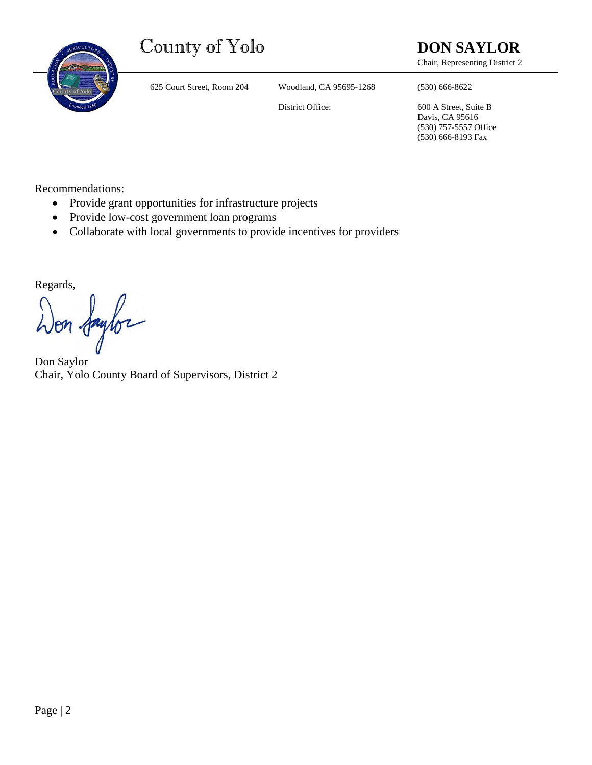County of Yolo

**DON SAYLOR**
Chair, Representing District 2

625 Court Street, Room 204 | Woodland, CA 95695-1268 | (530) 666-8622

District Office: 600 A Street, Suite B
Davis, CA 95616
(530) 757-5557 Office
(530) 666-8193 Fax

Recommendations:

- Provide grant opportunities for infrastructure projects
- Provide low-cost government loan programs
- Collaborate with local governments to provide incentives for providers

Regards,

Don Saylor
Chair, Yolo County Board of Supervisors, District 2